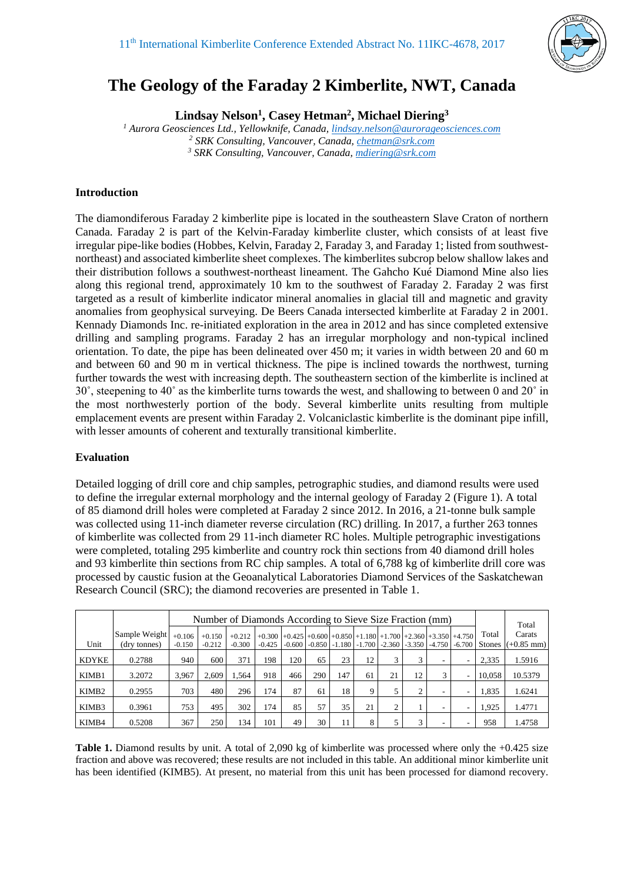# The Geology of the Faraday 2 Kimberlite, NWT, Canada

**Lindsay Nelson[1], Casey Hetman[2], Michael Diering[3]**

*[1] Aurora Geosciences Ltd., Yellowknife, Canada, lindsay.nelson@aurorageosciences.com*
*[2] SRK Consulting, Vancouver, Canada, chetman@srk.com*
*[3] SRK Consulting, Vancouver, Canada, mdiering@srk.com*

## Introduction

The diamondiferous Faraday 2 kimberlite pipe is located in the southeastern Slave Craton of northern Canada. Faraday 2 is part of the Kelvin-Faraday kimberlite cluster, which consists of at least five irregular pipe-like bodies (Hobbes, Kelvin, Faraday 2, Faraday 3, and Faraday 1; listed from southwest-northeast) and associated kimberlite sheet complexes. The kimberlites subcrop below shallow lakes and their distribution follows a southwest-northeast lineament. The Gahcho Kué Diamond Mine also lies along this regional trend, approximately 10 km to the southwest of Faraday 2. Faraday 2 was first targeted as a result of kimberlite indicator mineral anomalies in glacial till and magnetic and gravity anomalies from geophysical surveying. De Beers Canada intersected kimberlite at Faraday 2 in 2001. Kennady Diamonds Inc. re-initiated exploration in the area in 2012 and has since completed extensive drilling and sampling programs. Faraday 2 has an irregular morphology and non-typical inclined orientation. To date, the pipe has been delineated over 450 m; it varies in width between 20 and 60 m and between 60 and 90 m in vertical thickness. The pipe is inclined towards the northwest, turning further towards the west with increasing depth. The southeastern section of the kimberlite is inclined at 30˚, steepening to 40˚ as the kimberlite turns towards the west, and shallowing to between 0 and 20˚ in the most northwesterly portion of the body. Several kimberlite units resulting from multiple emplacement events are present within Faraday 2. Volcaniclastic kimberlite is the dominant pipe infill, with lesser amounts of coherent and texturally transitional kimberlite.

## Evaluation

Detailed logging of drill core and chip samples, petrographic studies, and diamond results were used to define the irregular external morphology and the internal geology of Faraday 2 (Figure 1). A total of 85 diamond drill holes were completed at Faraday 2 since 2012. In 2016, a 21-tonne bulk sample was collected using 11-inch diameter reverse circulation (RC) drilling. In 2017, a further 263 tonnes of kimberlite was collected from 29 11-inch diameter RC holes. Multiple petrographic investigations were completed, totaling 295 kimberlite and country rock thin sections from 40 diamond drill holes and 93 kimberlite thin sections from RC chip samples. A total of 6,788 kg of kimberlite drill core was processed by caustic fusion at the Geoanalytical Laboratories Diamond Services of the Saskatchewan Research Council (SRC); the diamond recoveries are presented in Table 1.

| Unit | Sample Weight (dry tonnes) | Number of Diamonds According to Sieve Size Fraction (mm) | | | | | | | | | | | | Total Stones | Total Carats (+0.85 mm) |
|---|---|---|---|---|---|---|---|---|---|---|---|---|---|---|---|
| | | +0.106 -0.150 | +0.150 -0.212 | +0.212 -0.300 | +0.300 -0.425 | +0.425 -0.600 | +0.600 -0.850 | +0.850 -1.180 | +1.180 -1.700 | +1.700 -2.360 | +2.360 -3.350 | +3.350 -4.750 | +4.750 -6.700 | | |
| KDYKE | 0.2788 | 940 | 600 | 371 | 198 | 120 | 65 | 23 | 12 | 3 | 3 | - | - | 2,335 | 1.5916 |
| KIMB1 | 3.2072 | 3,967 | 2,609 | 1,564 | 918 | 466 | 290 | 147 | 61 | 21 | 12 | 3 | - | 10,058 | 10.5379 |
| KIMB2 | 0.2955 | 703 | 480 | 296 | 174 | 87 | 61 | 18 | 9 | 5 | 2 | - | - | 1,835 | 1.6241 |
| KIMB3 | 0.3961 | 753 | 495 | 302 | 174 | 85 | 57 | 35 | 21 | 2 | 1 | - | - | 1,925 | 1.4771 |
| KIMB4 | 0.5208 | 367 | 250 | 134 | 101 | 49 | 30 | 11 | 8 | 5 | 3 | - | - | 958 | 1.4758 |

**Table 1.** Diamond results by unit. A total of 2,090 kg of kimberlite was processed where only the +0.425 size fraction and above was recovered; these results are not included in this table. An additional minor kimberlite unit has been identified (KIMB5). At present, no material from this unit has been processed for diamond recovery.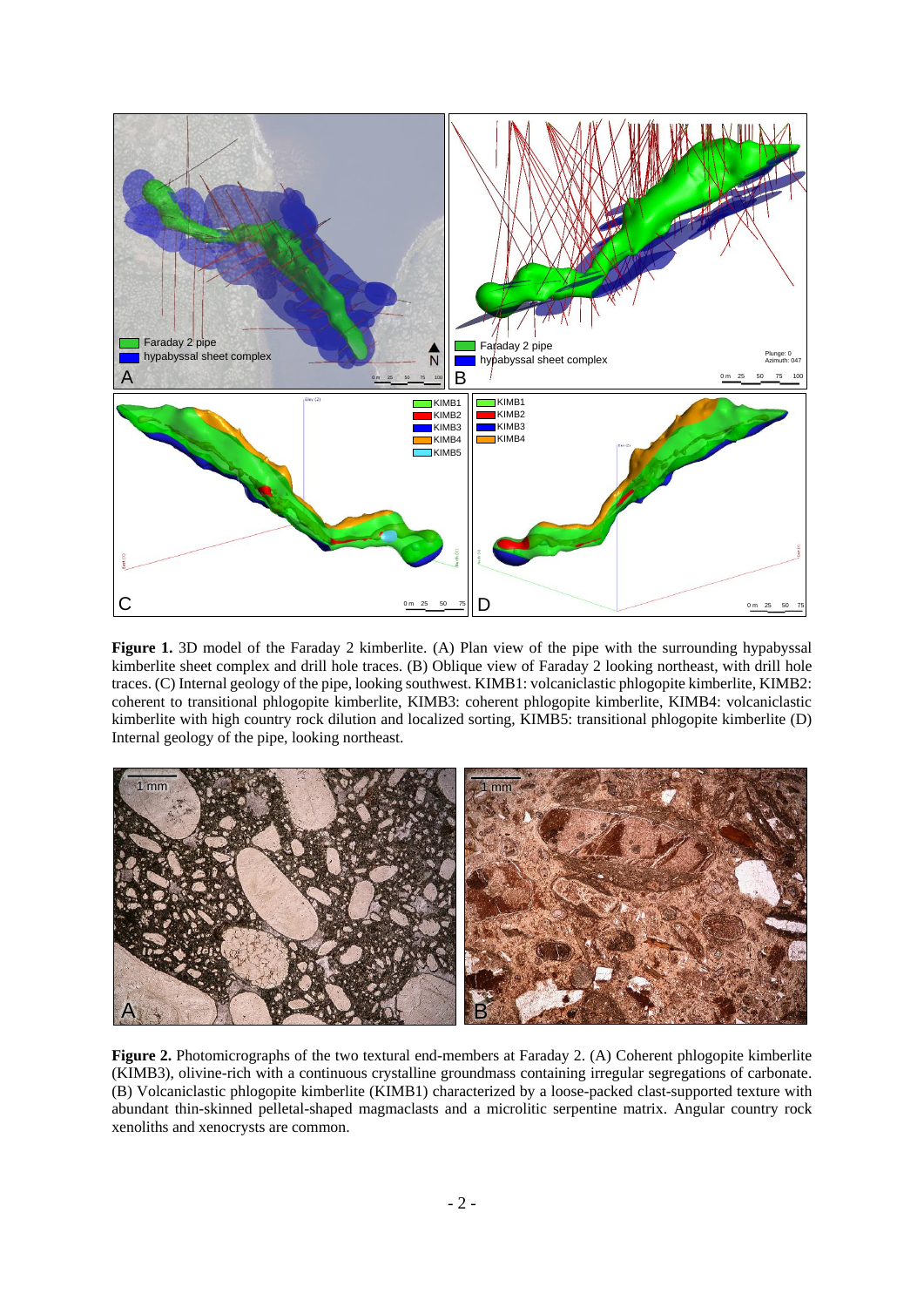**Figure 1.** 3D model of the Faraday 2 kimberlite. (A) Plan view of the pipe with the surrounding hypabyssal kimberlite sheet complex and drill hole traces. (B) Oblique view of Faraday 2 looking northeast, with drill hole traces. (C) Internal geology of the pipe, looking southwest. KIMB1: volcaniclastic phlogopite kimberlite, KIMB2: coherent to transitional phlogopite kimberlite, KIMB3: coherent phlogopite kimberlite, KIMB4: volcaniclastic kimberlite with high country rock dilution and localized sorting, KIMB5: transitional phlogopite kimberlite (D) Internal geology of the pipe, looking northeast.

**Figure 2.** Photomicrographs of the two textural end-members at Faraday 2. (A) Coherent phlogopite kimberlite (KIMB3), olivine-rich with a continuous crystalline groundmass containing irregular segregations of carbonate. (B) Volcaniclastic phlogopite kimberlite (KIMB1) characterized by a loose-packed clast-supported texture with abundant thin-skinned pelletal-shaped magmaclasts and a microlitic serpentine matrix. Angular country rock xenoliths and xenocrysts are common.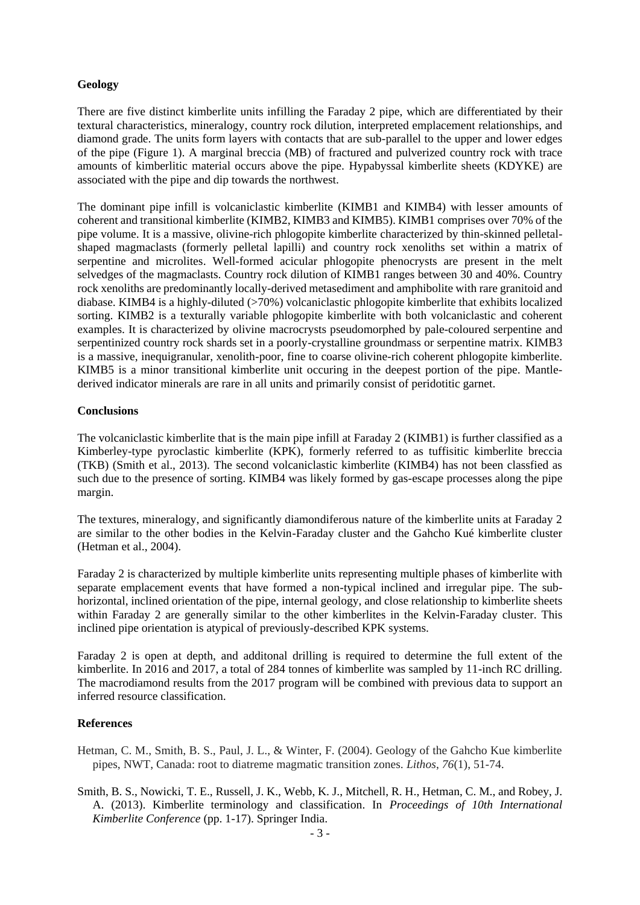## Geology

There are five distinct kimberlite units infilling the Faraday 2 pipe, which are differentiated by their textural characteristics, mineralogy, country rock dilution, interpreted emplacement relationships, and diamond grade. The units form layers with contacts that are sub-parallel to the upper and lower edges of the pipe (Figure 1). A marginal breccia (MB) of fractured and pulverized country rock with trace amounts of kimberlitic material occurs above the pipe. Hypabyssal kimberlite sheets (KDYKE) are associated with the pipe and dip towards the northwest.

The dominant pipe infill is volcaniclastic kimberlite (KIMB1 and KIMB4) with lesser amounts of coherent and transitional kimberlite (KIMB2, KIMB3 and KIMB5). KIMB1 comprises over 70% of the pipe volume. It is a massive, olivine-rich phlogopite kimberlite characterized by thin-skinned pelletal-shaped magmaclasts (formerly pelletal lapilli) and country rock xenoliths set within a matrix of serpentine and microlites. Well-formed acicular phlogopite phenocrysts are present in the melt selvedges of the magmaclasts. Country rock dilution of KIMB1 ranges between 30 and 40%. Country rock xenoliths are predominantly locally-derived metasediment and amphibolite with rare granitoid and diabase. KIMB4 is a highly-diluted (>70%) volcaniclastic phlogopite kimberlite that exhibits localized sorting. KIMB2 is a texturally variable phlogopite kimberlite with both volcaniclastic and coherent examples. It is characterized by olivine macrocrysts pseudomorphed by pale-coloured serpentine and serpentinized country rock shards set in a poorly-crystalline groundmass or serpentine matrix. KIMB3 is a massive, inequigranular, xenolith-poor, fine to coarse olivine-rich coherent phlogopite kimberlite. KIMB5 is a minor transitional kimberlite unit occuring in the deepest portion of the pipe. Mantle-derived indicator minerals are rare in all units and primarily consist of peridotitic garnet.

## Conclusions

The volcaniclastic kimberlite that is the main pipe infill at Faraday 2 (KIMB1) is further classified as a Kimberley-type pyroclastic kimberlite (KPK), formerly referred to as tuffisitic kimberlite breccia (TKB) (Smith et al., 2013). The second volcaniclastic kimberlite (KIMB4) has not been classfied as such due to the presence of sorting. KIMB4 was likely formed by gas-escape processes along the pipe margin.

The textures, mineralogy, and significantly diamondiferous nature of the kimberlite units at Faraday 2 are similar to the other bodies in the Kelvin-Faraday cluster and the Gahcho Kué kimberlite cluster (Hetman et al., 2004).

Faraday 2 is characterized by multiple kimberlite units representing multiple phases of kimberlite with separate emplacement events that have formed a non-typical inclined and irregular pipe. The sub-horizontal, inclined orientation of the pipe, internal geology, and close relationship to kimberlite sheets within Faraday 2 are generally similar to the other kimberlites in the Kelvin-Faraday cluster. This inclined pipe orientation is atypical of previously-described KPK systems.

Faraday 2 is open at depth, and additonal drilling is required to determine the full extent of the kimberlite. In 2016 and 2017, a total of 284 tonnes of kimberlite was sampled by 11-inch RC drilling. The macrodiamond results from the 2017 program will be combined with previous data to support an inferred resource classification.

## References

Hetman, C. M., Smith, B. S., Paul, J. L., & Winter, F. (2004). Geology of the Gahcho Kue kimberlite pipes, NWT, Canada: root to diatreme magmatic transition zones. *Lithos*, *76*(1), 51-74.

Smith, B. S., Nowicki, T. E., Russell, J. K., Webb, K. J., Mitchell, R. H., Hetman, C. M., and Robey, J. A. (2013). Kimberlite terminology and classification. In *Proceedings of 10th International Kimberlite Conference* (pp. 1-17). Springer India.